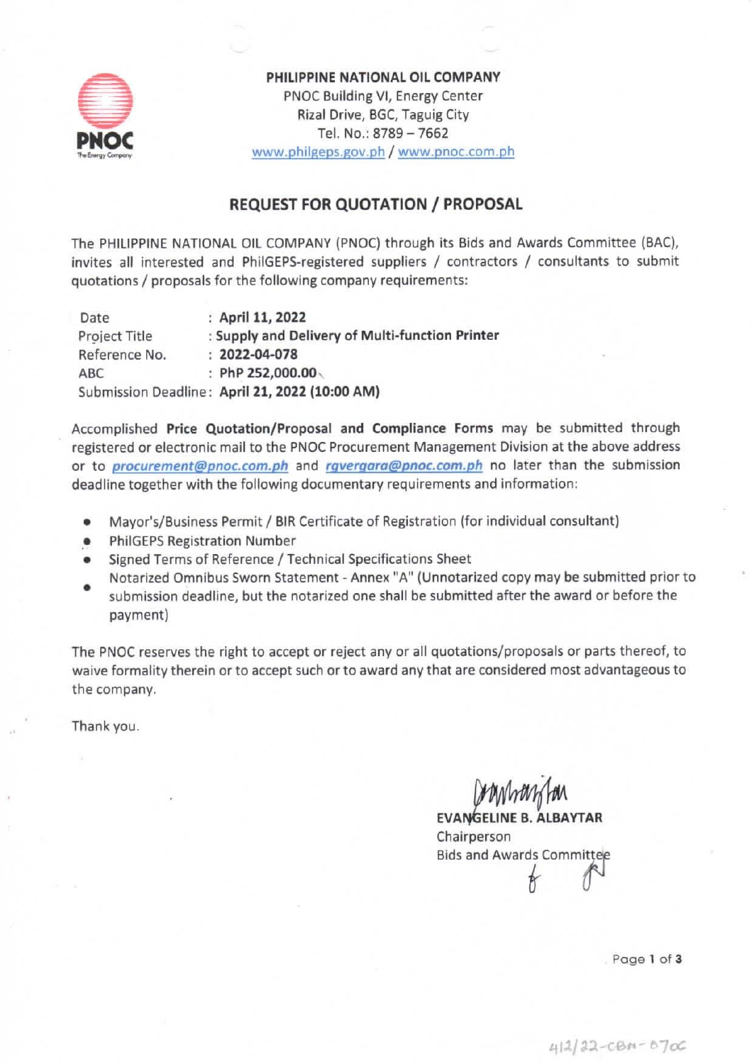**PHILIPPINE NATIONAL OIL COMPANY**
PNOC Building VI, Energy Center
Rizal Drive, BGC, Taguig City
Tel. No.: 8789 – 7662
www.philgeps.gov.ph / www.pnoc.com.ph

## REQUEST FOR QUOTATION / PROPOSAL

The PHILIPPINE NATIONAL OIL COMPANY (PNOC) through its Bids and Awards Committee (BAC), invites all interested and PhilGEPS-registered suppliers / contractors / consultants to submit quotations / proposals for the following company requirements:

| | |
|---|---|
| Date | : **April 11, 2022** |
| Project Title | : **Supply and Delivery of Multi-function Printer** |
| Reference No. | : **2022-04-078** |
| ABC | : **PhP 252,000.00** |
| Submission Deadline | : **April 21, 2022 (10:00 AM)** |

Accomplished **Price Quotation/Proposal and Compliance Forms** may be submitted through registered or electronic mail to the PNOC Procurement Management Division at the above address or to ***procurement@pnoc.com.ph*** and ***rgvergara@pnoc.com.ph*** no later than the submission deadline together with the following documentary requirements and information:

- Mayor's/Business Permit / BIR Certificate of Registration (for individual consultant)
- PhilGEPS Registration Number
- Signed Terms of Reference / Technical Specifications Sheet
- Notarized Omnibus Sworn Statement - Annex "A" (Unnotarized copy may be submitted prior to submission deadline, but the notarized one shall be submitted after the award or before the payment)

The PNOC reserves the right to accept or reject any or all quotations/proposals or parts thereof, to waive formality therein or to accept such or to award any that are considered most advantageous to the company.

Thank you.

**EVANGELINE B. ALBAYTAR**
Chairperson
Bids and Awards Committee

4/12/22-CBN-870C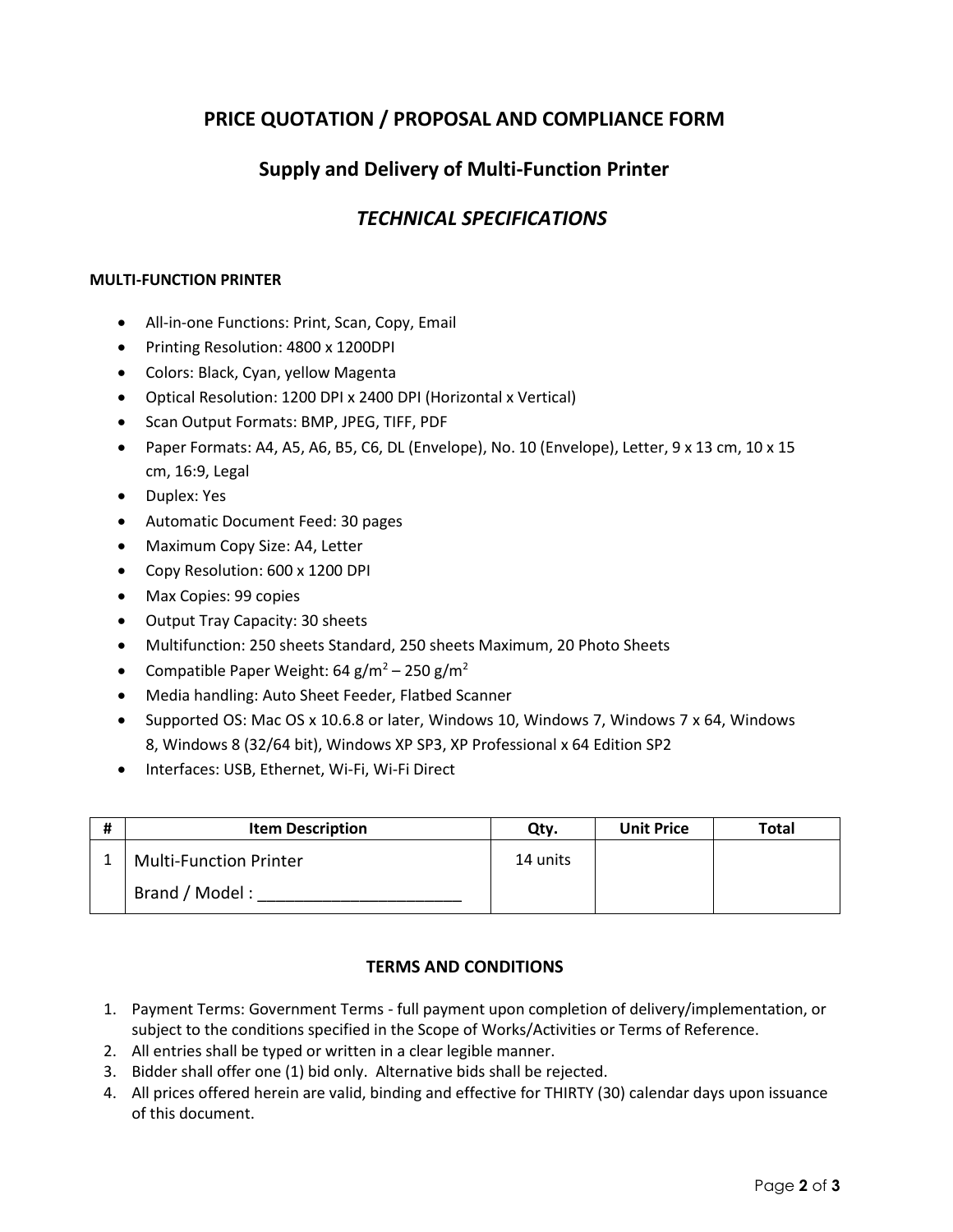# PRICE QUOTATION / PROPOSAL AND COMPLIANCE FORM

## Supply and Delivery of Multi-Function Printer

## *TECHNICAL SPECIFICATIONS*

**MULTI-FUNCTION PRINTER**

- All-in-one Functions: Print, Scan, Copy, Email
- Printing Resolution: 4800 x 1200DPI
- Colors: Black, Cyan, yellow Magenta
- Optical Resolution: 1200 DPI x 2400 DPI (Horizontal x Vertical)
- Scan Output Formats: BMP, JPEG, TIFF, PDF
- Paper Formats: A4, A5, A6, B5, C6, DL (Envelope), No. 10 (Envelope), Letter, 9 x 13 cm, 10 x 15 cm, 16:9, Legal
- Duplex: Yes
- Automatic Document Feed: 30 pages
- Maximum Copy Size: A4, Letter
- Copy Resolution: 600 x 1200 DPI
- Max Copies: 99 copies
- Output Tray Capacity: 30 sheets
- Multifunction: 250 sheets Standard, 250 sheets Maximum, 20 Photo Sheets
- Compatible Paper Weight: 64 $g/m^2$ – 250 $g/m^2$
- Media handling: Auto Sheet Feeder, Flatbed Scanner
- Supported OS: Mac OS x 10.6.8 or later, Windows 10, Windows 7, Windows 7 x 64, Windows 8, Windows 8 (32/64 bit), Windows XP SP3, XP Professional x 64 Edition SP2
- Interfaces: USB, Ethernet, Wi-Fi, Wi-Fi Direct

| # | Item Description | Qty. | Unit Price | Total |
|---|---|---|---|---|
| 1 | Multi-Function Printer<br>Brand / Model : ______________________ | 14 units | | |

### TERMS AND CONDITIONS

1. Payment Terms: Government Terms - full payment upon completion of delivery/implementation, or subject to the conditions specified in the Scope of Works/Activities or Terms of Reference.
2. All entries shall be typed or written in a clear legible manner.
3. Bidder shall offer one (1) bid only. Alternative bids shall be rejected.
4. All prices offered herein are valid, binding and effective for THIRTY (30) calendar days upon issuance of this document.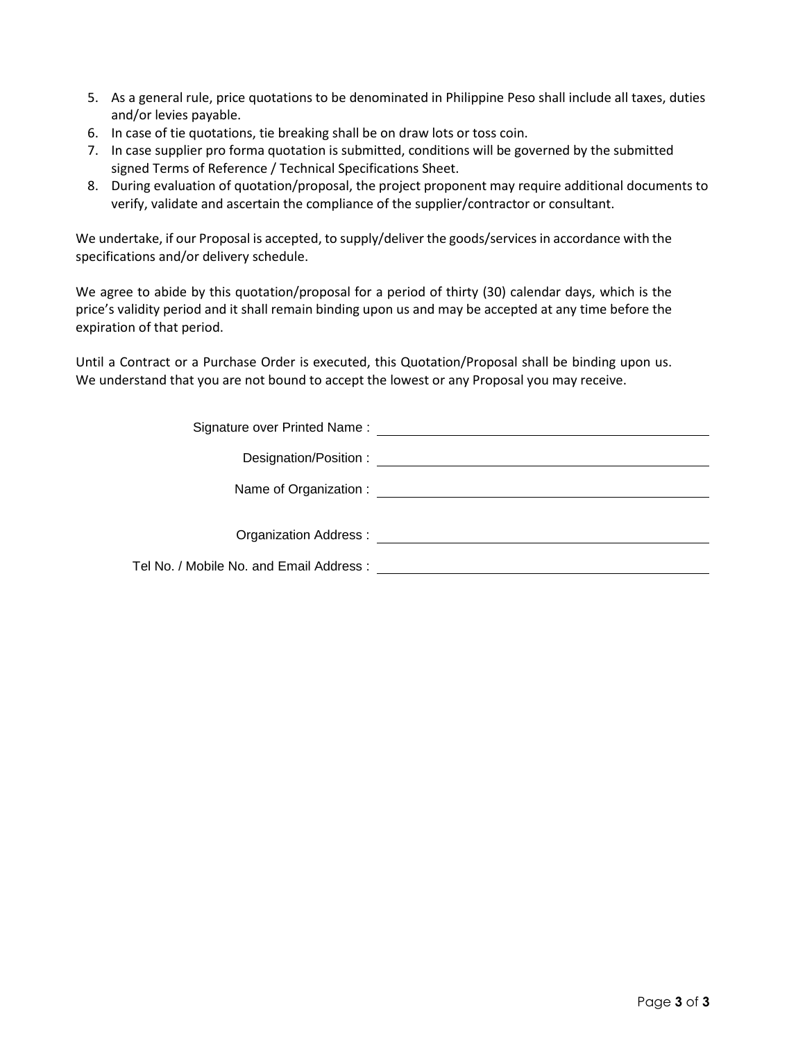5. As a general rule, price quotations to be denominated in Philippine Peso shall include all taxes, duties and/or levies payable.
6. In case of tie quotations, tie breaking shall be on draw lots or toss coin.
7. In case supplier pro forma quotation is submitted, conditions will be governed by the submitted signed Terms of Reference / Technical Specifications Sheet.
8. During evaluation of quotation/proposal, the project proponent may require additional documents to verify, validate and ascertain the compliance of the supplier/contractor or consultant.

We undertake, if our Proposal is accepted, to supply/deliver the goods/services in accordance with the specifications and/or delivery schedule.

We agree to abide by this quotation/proposal for a period of thirty (30) calendar days, which is the price's validity period and it shall remain binding upon us and may be accepted at any time before the expiration of that period.

Until a Contract or a Purchase Order is executed, this Quotation/Proposal shall be binding upon us. We understand that you are not bound to accept the lowest or any Proposal you may receive.

Signature over Printed Name : ____________________

Designation/Position : ____________________

Name of Organization : ____________________

Organization Address : ____________________

Tel No. / Mobile No. and Email Address : ____________________